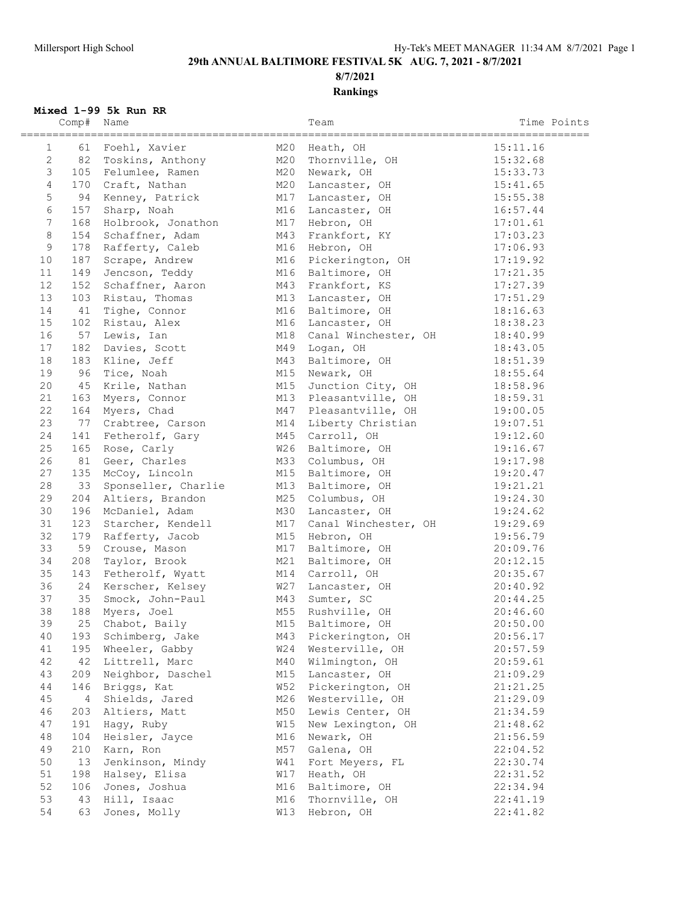# 29th ANNUAL BALTIMORE FESTIVAL 5K AUG. 7, 2021 - 8/7/2021

**8/7/2021**

**Rankings**

### Mixed 1-99 5k Run RR

| | Comp# | Name | | Team | Time | Points |
|---|---|---|---|---|---|---|
| 1 | 61 | Foehl, Xavier | M20 | Heath, OH | 15:11.16 | |
| 2 | 82 | Toskins, Anthony | M20 | Thornville, OH | 15:32.68 | |
| 3 | 105 | Felumlee, Ramen | M20 | Newark, OH | 15:33.73 | |
| 4 | 170 | Craft, Nathan | M20 | Lancaster, OH | 15:41.65 | |
| 5 | 94 | Kenney, Patrick | M17 | Lancaster, OH | 15:55.38 | |
| 6 | 157 | Sharp, Noah | M16 | Lancaster, OH | 16:57.44 | |
| 7 | 168 | Holbrook, Jonathon | M17 | Hebron, OH | 17:01.61 | |
| 8 | 154 | Schaffner, Adam | M43 | Frankfort, KY | 17:03.23 | |
| 9 | 178 | Rafferty, Caleb | M16 | Hebron, OH | 17:06.93 | |
| 10 | 187 | Scrape, Andrew | M16 | Pickerington, OH | 17:19.92 | |
| 11 | 149 | Jencson, Teddy | M16 | Baltimore, OH | 17:21.35 | |
| 12 | 152 | Schaffner, Aaron | M43 | Frankfort, KS | 17:27.39 | |
| 13 | 103 | Ristau, Thomas | M13 | Lancaster, OH | 17:51.29 | |
| 14 | 41 | Tighe, Connor | M16 | Baltimore, OH | 18:16.63 | |
| 15 | 102 | Ristau, Alex | M16 | Lancaster, OH | 18:38.23 | |
| 16 | 57 | Lewis, Ian | M18 | Canal Winchester, OH | 18:40.99 | |
| 17 | 182 | Davies, Scott | M49 | Logan, OH | 18:43.05 | |
| 18 | 183 | Kline, Jeff | M43 | Baltimore, OH | 18:51.39 | |
| 19 | 96 | Tice, Noah | M15 | Newark, OH | 18:55.64 | |
| 20 | 45 | Krile, Nathan | M15 | Junction City, OH | 18:58.96 | |
| 21 | 163 | Myers, Connor | M13 | Pleasantville, OH | 18:59.31 | |
| 22 | 164 | Myers, Chad | M47 | Pleasantville, OH | 19:00.05 | |
| 23 | 77 | Crabtree, Carson | M14 | Liberty Christian | 19:07.51 | |
| 24 | 141 | Fetherolf, Gary | M45 | Carroll, OH | 19:12.60 | |
| 25 | 165 | Rose, Carly | W26 | Baltimore, OH | 19:16.67 | |
| 26 | 81 | Geer, Charles | M33 | Columbus, OH | 19:17.98 | |
| 27 | 135 | McCoy, Lincoln | M15 | Baltimore, OH | 19:20.47 | |
| 28 | 33 | Sponseller, Charlie | M13 | Baltimore, OH | 19:21.21 | |
| 29 | 204 | Altiers, Brandon | M25 | Columbus, OH | 19:24.30 | |
| 30 | 196 | McDaniel, Adam | M30 | Lancaster, OH | 19:24.62 | |
| 31 | 123 | Starcher, Kendell | M17 | Canal Winchester, OH | 19:29.69 | |
| 32 | 179 | Rafferty, Jacob | M15 | Hebron, OH | 19:56.79 | |
| 33 | 59 | Crouse, Mason | M17 | Baltimore, OH | 20:09.76 | |
| 34 | 208 | Taylor, Brook | M21 | Baltimore, OH | 20:12.15 | |
| 35 | 143 | Fetherolf, Wyatt | M14 | Carroll, OH | 20:35.67 | |
| 36 | 24 | Kerscher, Kelsey | W27 | Lancaster, OH | 20:40.92 | |
| 37 | 35 | Smock, John-Paul | M43 | Sumter, SC | 20:44.25 | |
| 38 | 188 | Myers, Joel | M55 | Rushville, OH | 20:46.60 | |
| 39 | 25 | Chabot, Baily | M15 | Baltimore, OH | 20:50.00 | |
| 40 | 193 | Schimberg, Jake | M43 | Pickerington, OH | 20:56.17 | |
| 41 | 195 | Wheeler, Gabby | W24 | Westerville, OH | 20:57.59 | |
| 42 | 42 | Littrell, Marc | M40 | Wilmington, OH | 20:59.61 | |
| 43 | 209 | Neighbor, Daschel | M15 | Lancaster, OH | 21:09.29 | |
| 44 | 146 | Briggs, Kat | W52 | Pickerington, OH | 21:21.25 | |
| 45 | 4 | Shields, Jared | M26 | Westerville, OH | 21:29.09 | |
| 46 | 203 | Altiers, Matt | M50 | Lewis Center, OH | 21:34.59 | |
| 47 | 191 | Hagy, Ruby | W15 | New Lexington, OH | 21:48.62 | |
| 48 | 104 | Heisler, Jayce | M16 | Newark, OH | 21:56.59 | |
| 49 | 210 | Karn, Ron | M57 | Galena, OH | 22:04.52 | |
| 50 | 13 | Jenkinson, Mindy | W41 | Fort Meyers, FL | 22:30.74 | |
| 51 | 198 | Halsey, Elisa | W17 | Heath, OH | 22:31.52 | |
| 52 | 106 | Jones, Joshua | M16 | Baltimore, OH | 22:34.94 | |
| 53 | 43 | Hill, Isaac | M16 | Thornville, OH | 22:41.19 | |
| 54 | 63 | Jones, Molly | W13 | Hebron, OH | 22:41.82 | |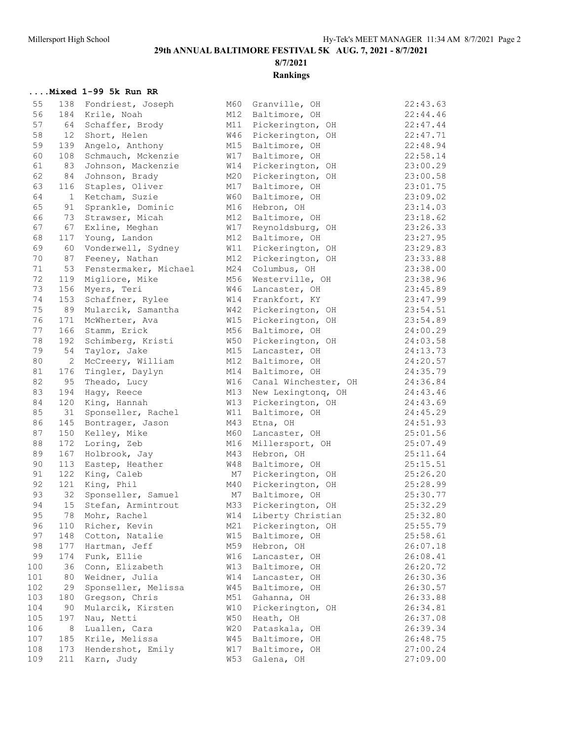# 29th ANNUAL BALTIMORE FESTIVAL 5K AUG. 7, 2021 - 8/7/2021

**8/7/2021**

**Rankings**

### ....Mixed 1-99 5k Run RR

| Place | Bib | Name | Age | Team | Time |
|---|---|---|---|---|---|
| 55 | 138 | Fondriest, Joseph | M60 | Granville, OH | 22:43.63 |
| 56 | 184 | Krile, Noah | M12 | Baltimore, OH | 22:44.46 |
| 57 | 64 | Schaffer, Brody | M11 | Pickerington, OH | 22:47.44 |
| 58 | 12 | Short, Helen | W46 | Pickerington, OH | 22:47.71 |
| 59 | 139 | Angelo, Anthony | M15 | Baltimore, OH | 22:48.94 |
| 60 | 108 | Schmauch, Mckenzie | W17 | Baltimore, OH | 22:58.14 |
| 61 | 83 | Johnson, Mackenzie | W14 | Pickerington, OH | 23:00.29 |
| 62 | 84 | Johnson, Brady | M20 | Pickerington, OH | 23:00.58 |
| 63 | 116 | Staples, Oliver | M17 | Baltimore, OH | 23:01.75 |
| 64 | 1 | Ketcham, Suzie | W60 | Baltimore, OH | 23:09.02 |
| 65 | 91 | Sprankle, Dominic | M16 | Hebron, OH | 23:14.03 |
| 66 | 73 | Strawser, Micah | M12 | Baltimore, OH | 23:18.62 |
| 67 | 67 | Exline, Meghan | W17 | Reynoldsburg, OH | 23:26.33 |
| 68 | 117 | Young, Landon | M12 | Baltimore, OH | 23:27.95 |
| 69 | 60 | Vonderwell, Sydney | W11 | Pickerington, OH | 23:29.83 |
| 70 | 87 | Feeney, Nathan | M12 | Pickerington, OH | 23:33.88 |
| 71 | 53 | Fenstermaker, Michael | M24 | Columbus, OH | 23:38.00 |
| 72 | 119 | Migliore, Mike | M56 | Westerville, OH | 23:38.96 |
| 73 | 156 | Myers, Teri | W46 | Lancaster, OH | 23:45.89 |
| 74 | 153 | Schaffner, Rylee | W14 | Frankfort, KY | 23:47.99 |
| 75 | 89 | Mularcik, Samantha | W42 | Pickerington, OH | 23:54.51 |
| 76 | 171 | McWherter, Ava | W15 | Pickerington, OH | 23:54.89 |
| 77 | 166 | Stamm, Erick | M56 | Baltimore, OH | 24:00.29 |
| 78 | 192 | Schimberg, Kristi | W50 | Pickerington, OH | 24:03.58 |
| 79 | 54 | Taylor, Jake | M15 | Lancaster, OH | 24:13.73 |
| 80 | 2 | McCreery, William | M12 | Baltimore, OH | 24:20.57 |
| 81 | 176 | Tingler, Daylyn | M14 | Baltimore, OH | 24:35.79 |
| 82 | 95 | Theado, Lucy | W16 | Canal Winchester, OH | 24:36.84 |
| 83 | 194 | Hagy, Reece | M13 | New Lexingtonq, OH | 24:43.46 |
| 84 | 120 | King, Hannah | W13 | Pickerington, OH | 24:43.69 |
| 85 | 31 | Sponseller, Rachel | W11 | Baltimore, OH | 24:45.29 |
| 86 | 145 | Bontrager, Jason | M43 | Etna, OH | 24:51.93 |
| 87 | 150 | Kelley, Mike | M60 | Lancaster, OH | 25:01.56 |
| 88 | 172 | Loring, Zeb | M16 | Millersport, OH | 25:07.49 |
| 89 | 167 | Holbrook, Jay | M43 | Hebron, OH | 25:11.64 |
| 90 | 113 | Eastep, Heather | W48 | Baltimore, OH | 25:15.51 |
| 91 | 122 | King, Caleb | M7 | Pickerington, OH | 25:26.20 |
| 92 | 121 | King, Phil | M40 | Pickerington, OH | 25:28.99 |
| 93 | 32 | Sponseller, Samuel | M7 | Baltimore, OH | 25:30.77 |
| 94 | 15 | Stefan, Armintrout | M33 | Pickerington, OH | 25:32.29 |
| 95 | 78 | Mohr, Rachel | W14 | Liberty Christian | 25:32.80 |
| 96 | 110 | Richer, Kevin | M21 | Pickerington, OH | 25:55.79 |
| 97 | 148 | Cotton, Natalie | W15 | Baltimore, OH | 25:58.61 |
| 98 | 177 | Hartman, Jeff | M59 | Hebron, OH | 26:07.18 |
| 99 | 174 | Funk, Ellie | W16 | Lancaster, OH | 26:08.41 |
| 100 | 36 | Conn, Elizabeth | W13 | Baltimore, OH | 26:20.72 |
| 101 | 80 | Weidner, Julia | W14 | Lancaster, OH | 26:30.36 |
| 102 | 29 | Sponseller, Melissa | W45 | Baltimore, OH | 26:30.57 |
| 103 | 180 | Gregson, Chris | M51 | Gahanna, OH | 26:33.88 |
| 104 | 90 | Mularcik, Kirsten | W10 | Pickerington, OH | 26:34.81 |
| 105 | 197 | Nau, Netti | W50 | Heath, OH | 26:37.08 |
| 106 | 8 | Luallen, Cara | W20 | Pataskala, OH | 26:39.34 |
| 107 | 185 | Krile, Melissa | W45 | Baltimore, OH | 26:48.75 |
| 108 | 173 | Hendershot, Emily | W17 | Baltimore, OH | 27:00.24 |
| 109 | 211 | Karn, Judy | W53 | Galena, OH | 27:09.00 |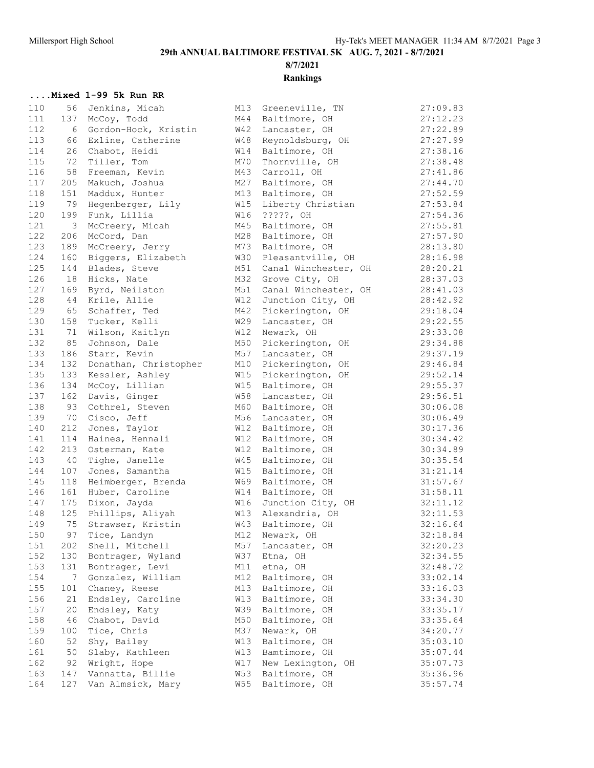# 29th ANNUAL BALTIMORE FESTIVAL 5K AUG. 7, 2021 - 8/7/2021

**8/7/2021**

**Rankings**

**....Mixed 1-99 5k Run RR**

| Place | Bib | Name | Age | Team/City | Time |
|---|---|---|---|---|---|
| 110 | 56 | Jenkins, Micah | M13 | Greeneville, TN | 27:09.83 |
| 111 | 137 | McCoy, Todd | M44 | Baltimore, OH | 27:12.23 |
| 112 | 6 | Gordon-Hock, Kristin | W42 | Lancaster, OH | 27:22.89 |
| 113 | 66 | Exline, Catherine | W48 | Reynoldsburg, OH | 27:27.99 |
| 114 | 26 | Chabot, Heidi | W14 | Baltimore, OH | 27:38.16 |
| 115 | 72 | Tiller, Tom | M70 | Thornville, OH | 27:38.48 |
| 116 | 58 | Freeman, Kevin | M43 | Carroll, OH | 27:41.86 |
| 117 | 205 | Makuch, Joshua | M27 | Baltimore, OH | 27:44.70 |
| 118 | 151 | Maddux, Hunter | M13 | Baltimore, OH | 27:52.59 |
| 119 | 79 | Hegenberger, Lily | W15 | Liberty Christian | 27:53.84 |
| 120 | 199 | Funk, Lillia | W16 | ?????, OH | 27:54.36 |
| 121 | 3 | McCreery, Micah | M45 | Baltimore, OH | 27:55.81 |
| 122 | 206 | McCord, Dan | M28 | Baltimore, OH | 27:57.90 |
| 123 | 189 | McCreery, Jerry | M73 | Baltimore, OH | 28:13.80 |
| 124 | 160 | Biggers, Elizabeth | W30 | Pleasantville, OH | 28:16.98 |
| 125 | 144 | Blades, Steve | M51 | Canal Winchester, OH | 28:20.21 |
| 126 | 18 | Hicks, Nate | M32 | Grove City, OH | 28:37.03 |
| 127 | 169 | Byrd, Neilston | M51 | Canal Winchester, OH | 28:41.03 |
| 128 | 44 | Krile, Allie | W12 | Junction City, OH | 28:42.92 |
| 129 | 65 | Schaffer, Ted | M42 | Pickerington, OH | 29:18.04 |
| 130 | 158 | Tucker, Kelli | W29 | Lancaster, OH | 29:22.55 |
| 131 | 71 | Wilson, Kaitlyn | W12 | Newark, OH | 29:33.08 |
| 132 | 85 | Johnson, Dale | M50 | Pickerington, OH | 29:34.88 |
| 133 | 186 | Starr, Kevin | M57 | Lancaster, OH | 29:37.19 |
| 134 | 132 | Donathan, Christopher | M10 | Pickerington, OH | 29:46.84 |
| 135 | 133 | Kessler, Ashley | W15 | Pickerington, OH | 29:52.14 |
| 136 | 134 | McCoy, Lillian | W15 | Baltimore, OH | 29:55.37 |
| 137 | 162 | Davis, Ginger | W58 | Lancaster, OH | 29:56.51 |
| 138 | 93 | Cothrel, Steven | M60 | Baltimore, OH | 30:06.08 |
| 139 | 70 | Cisco, Jeff | M56 | Lancaster, OH | 30:06.49 |
| 140 | 212 | Jones, Taylor | W12 | Baltimore, OH | 30:17.36 |
| 141 | 114 | Haines, Hennali | W12 | Baltimore, OH | 30:34.42 |
| 142 | 213 | Osterman, Kate | W12 | Baltimore, OH | 30:34.89 |
| 143 | 40 | Tighe, Janelle | W45 | Baltimore, OH | 30:35.54 |
| 144 | 107 | Jones, Samantha | W15 | Baltimore, OH | 31:21.14 |
| 145 | 118 | Heimberger, Brenda | W69 | Baltimore, OH | 31:57.67 |
| 146 | 161 | Huber, Caroline | W14 | Baltimore, OH | 31:58.11 |
| 147 | 175 | Dixon, Jayda | W16 | Junction City, OH | 32:11.12 |
| 148 | 125 | Phillips, Aliyah | W13 | Alexandria, OH | 32:11.53 |
| 149 | 75 | Strawser, Kristin | W43 | Baltimore, OH | 32:16.64 |
| 150 | 97 | Tice, Landyn | M12 | Newark, OH | 32:18.84 |
| 151 | 202 | Shell, Mitchell | M57 | Lancaster, OH | 32:20.23 |
| 152 | 130 | Bontrager, Wyland | W37 | Etna, OH | 32:34.55 |
| 153 | 131 | Bontrager, Levi | M11 | etna, OH | 32:48.72 |
| 154 | 7 | Gonzalez, William | M12 | Baltimore, OH | 33:02.14 |
| 155 | 101 | Chaney, Reese | M13 | Baltimore, OH | 33:16.03 |
| 156 | 21 | Endsley, Caroline | W13 | Baltimore, OH | 33:34.30 |
| 157 | 20 | Endsley, Katy | W39 | Baltimore, OH | 33:35.17 |
| 158 | 46 | Chabot, David | M50 | Baltimore, OH | 33:35.64 |
| 159 | 100 | Tice, Chris | M37 | Newark, OH | 34:20.77 |
| 160 | 52 | Shy, Bailey | W13 | Baltimore, OH | 35:03.10 |
| 161 | 50 | Slaby, Kathleen | W13 | Bamtimore, OH | 35:07.44 |
| 162 | 92 | Wright, Hope | W17 | New Lexington, OH | 35:07.73 |
| 163 | 147 | Vannatta, Billie | W53 | Baltimore, OH | 35:36.96 |
| 164 | 127 | Van Almsick, Mary | W55 | Baltimore, OH | 35:57.74 |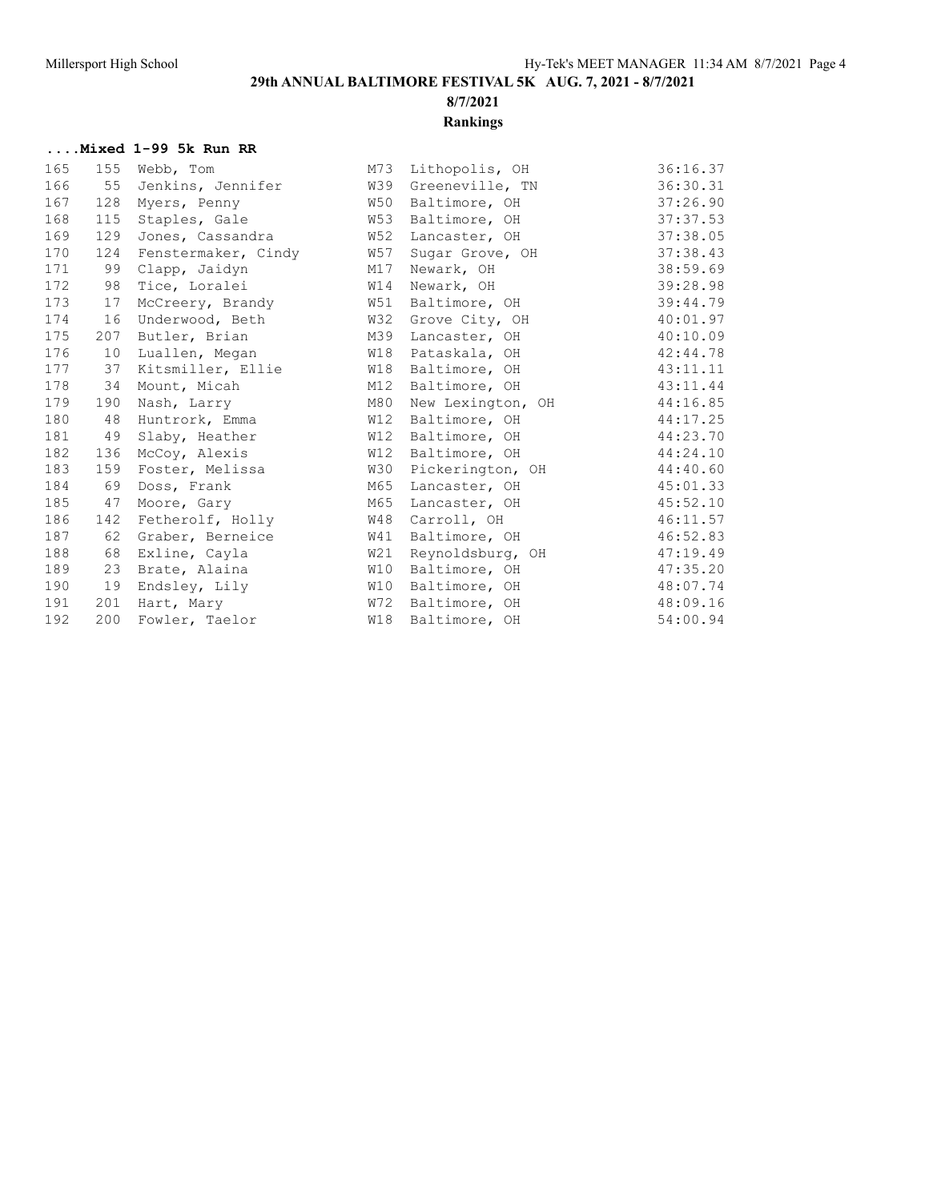**29th ANNUAL BALTIMORE FESTIVAL 5K AUG. 7, 2021 - 8/7/2021**

**8/7/2021**

**Rankings**

**....Mixed 1-99 5k Run RR**

| | | | | | |
|---|---|---|---|---|---|
| 165 | 155 | Webb, Tom | M73 | Lithopolis, OH | 36:16.37 |
| 166 | 55 | Jenkins, Jennifer | W39 | Greeneville, TN | 36:30.31 |
| 167 | 128 | Myers, Penny | W50 | Baltimore, OH | 37:26.90 |
| 168 | 115 | Staples, Gale | W53 | Baltimore, OH | 37:37.53 |
| 169 | 129 | Jones, Cassandra | W52 | Lancaster, OH | 37:38.05 |
| 170 | 124 | Fenstermaker, Cindy | W57 | Sugar Grove, OH | 37:38.43 |
| 171 | 99 | Clapp, Jaidyn | M17 | Newark, OH | 38:59.69 |
| 172 | 98 | Tice, Loralei | W14 | Newark, OH | 39:28.98 |
| 173 | 17 | McCreery, Brandy | W51 | Baltimore, OH | 39:44.79 |
| 174 | 16 | Underwood, Beth | W32 | Grove City, OH | 40:01.97 |
| 175 | 207 | Butler, Brian | M39 | Lancaster, OH | 40:10.09 |
| 176 | 10 | Luallen, Megan | W18 | Pataskala, OH | 42:44.78 |
| 177 | 37 | Kitsmiller, Ellie | W18 | Baltimore, OH | 43:11.11 |
| 178 | 34 | Mount, Micah | M12 | Baltimore, OH | 43:11.44 |
| 179 | 190 | Nash, Larry | M80 | New Lexington, OH | 44:16.85 |
| 180 | 48 | Huntrork, Emma | W12 | Baltimore, OH | 44:17.25 |
| 181 | 49 | Slaby, Heather | W12 | Baltimore, OH | 44:23.70 |
| 182 | 136 | McCoy, Alexis | W12 | Baltimore, OH | 44:24.10 |
| 183 | 159 | Foster, Melissa | W30 | Pickerington, OH | 44:40.60 |
| 184 | 69 | Doss, Frank | M65 | Lancaster, OH | 45:01.33 |
| 185 | 47 | Moore, Gary | M65 | Lancaster, OH | 45:52.10 |
| 186 | 142 | Fetherolf, Holly | W48 | Carroll, OH | 46:11.57 |
| 187 | 62 | Graber, Berneice | W41 | Baltimore, OH | 46:52.83 |
| 188 | 68 | Exline, Cayla | W21 | Reynoldsburg, OH | 47:19.49 |
| 189 | 23 | Brate, Alaina | W10 | Baltimore, OH | 47:35.20 |
| 190 | 19 | Endsley, Lily | W10 | Baltimore, OH | 48:07.74 |
| 191 | 201 | Hart, Mary | W72 | Baltimore, OH | 48:09.16 |
| 192 | 200 | Fowler, Taelor | W18 | Baltimore, OH | 54:00.94 |